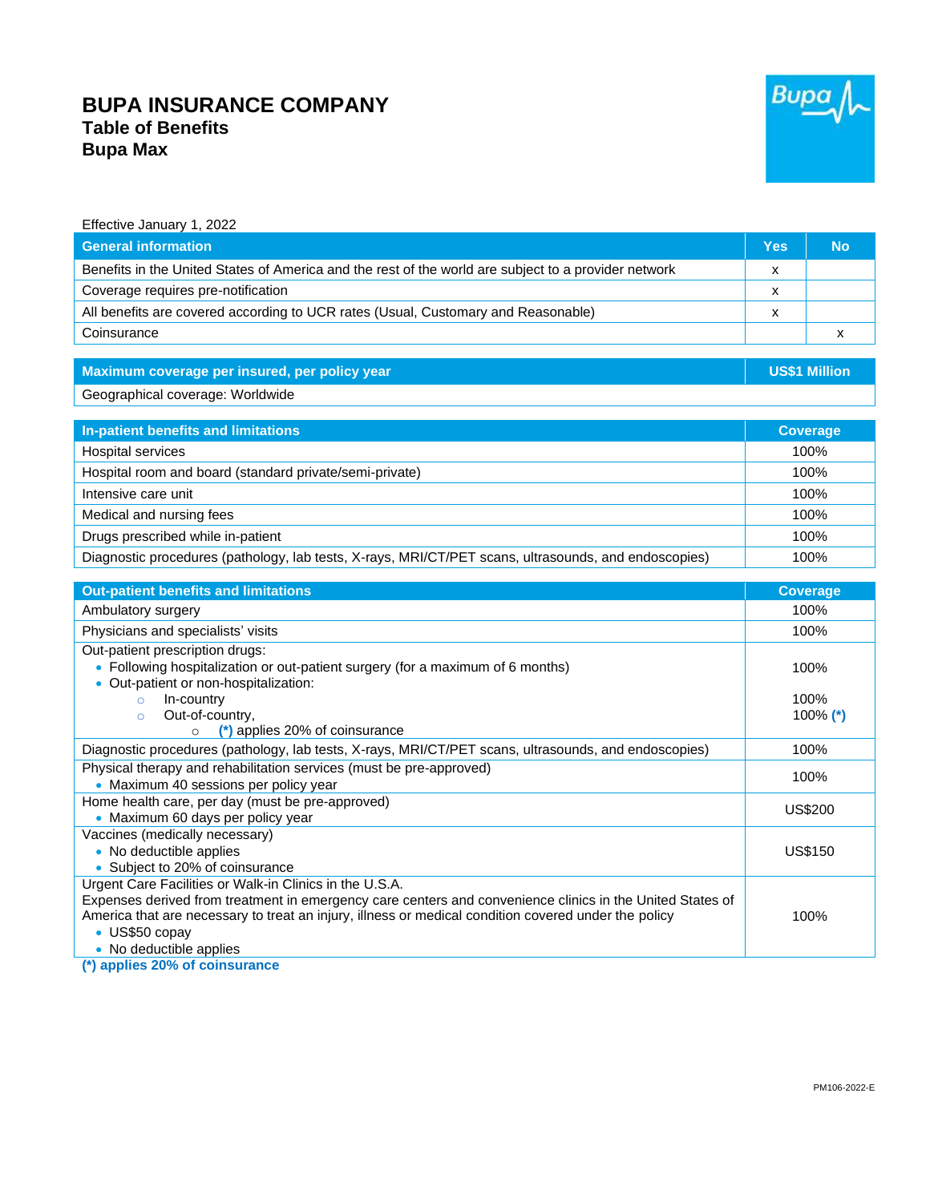# BUPA INSURANCE COMPANY

## Table of Benefits

## Bupa Max

Effective January 1, 2022

| General information | Yes | No |
|---|---|---|
| Benefits in the United States of America and the rest of the world are subject to a provider network | x | |
| Coverage requires pre-notification | x | |
| All benefits are covered according to UCR rates (Usual, Customary and Reasonable) | x | |
| Coinsurance | | x |

| Maximum coverage per insured, per policy year | US$1 Million |
|---|---|
| Geographical coverage: Worldwide | |

| In-patient benefits and limitations | Coverage |
|---|---|
| Hospital services | 100% |
| Hospital room and board (standard private/semi-private) | 100% |
| Intensive care unit | 100% |
| Medical and nursing fees | 100% |
| Drugs prescribed while in-patient | 100% |
| Diagnostic procedures (pathology, lab tests, X-rays, MRI/CT/PET scans, ultrasounds, and endoscopies) | 100% |

| Out-patient benefits and limitations | Coverage |
|---|---|
| Ambulatory surgery | 100% |
| Physicians and specialists' visits | 100% |
| Out-patient prescription drugs:<br>• Following hospitalization or out-patient surgery (for a maximum of 6 months)<br>• Out-patient or non-hospitalization:<br>  ○ In-country<br>  ○ Out-of-country,<br>    ○ (*) applies 20% of coinsurance | <br>100%<br><br>100%<br>100% (*) |
| Diagnostic procedures (pathology, lab tests, X-rays, MRI/CT/PET scans, ultrasounds, and endoscopies) | 100% |
| Physical therapy and rehabilitation services (must be pre-approved)<br>• Maximum 40 sessions per policy year | 100% |
| Home health care, per day (must be pre-approved)<br>• Maximum 60 days per policy year | US$200 |
| Vaccines (medically necessary)<br>• No deductible applies<br>• Subject to 20% of coinsurance | US$150 |
| Urgent Care Facilities or Walk-in Clinics in the U.S.A.<br>Expenses derived from treatment in emergency care centers and convenience clinics in the United States of America that are necessary to treat an injury, illness or medical condition covered under the policy<br>• US$50 copay<br>• No deductible applies | 100% |

**(*) applies 20% of coinsurance**

PM106-2022-E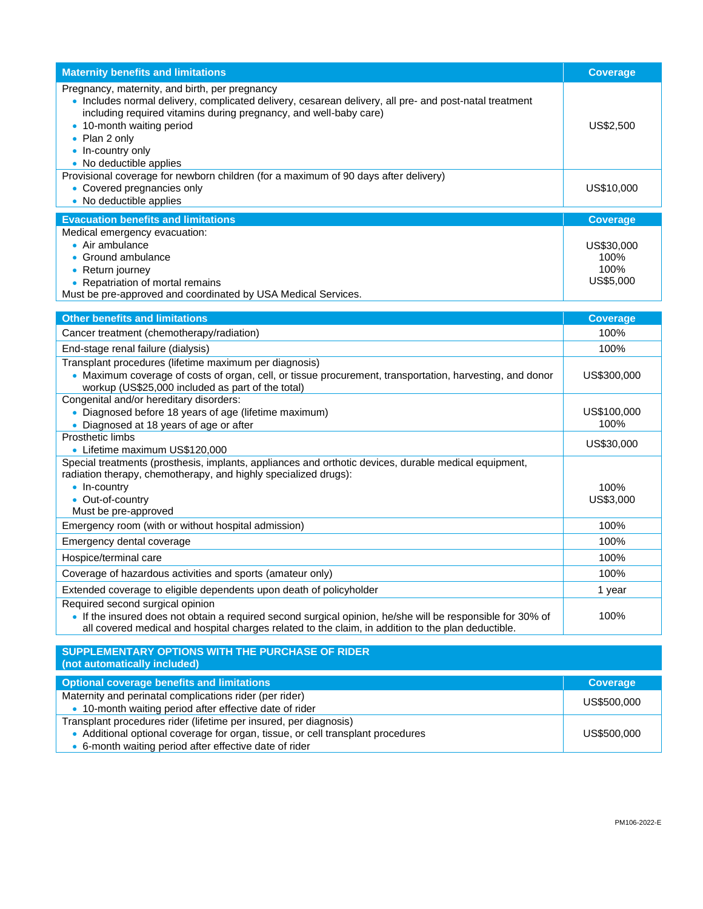| Maternity benefits and limitations | Coverage |
| --- | --- |
| Pregnancy, maternity, and birth, per pregnancy<br>• Includes normal delivery, complicated delivery, cesarean delivery, all pre- and post-natal treatment including required vitamins during pregnancy, and well-baby care)<br>• 10-month waiting period<br>• Plan 2 only<br>• In-country only<br>• No deductible applies | US$2,500 |
| Provisional coverage for newborn children (for a maximum of 90 days after delivery)<br>• Covered pregnancies only<br>• No deductible applies | US$10,000 |

| Evacuation benefits and limitations | Coverage |
| --- | --- |
| Medical emergency evacuation:<br>• Air ambulance<br>• Ground ambulance<br>• Return journey<br>• Repatriation of mortal remains<br>Must be pre-approved and coordinated by USA Medical Services. | US$30,000<br>100%<br>100%<br>US$5,000 |

| Other benefits and limitations | Coverage |
| --- | --- |
| Cancer treatment (chemotherapy/radiation) | 100% |
| End-stage renal failure (dialysis) | 100% |
| Transplant procedures (lifetime maximum per diagnosis)<br>• Maximum coverage of costs of organ, cell, or tissue procurement, transportation, harvesting, and donor workup (US$25,000 included as part of the total) | US$300,000 |
| Congenital and/or hereditary disorders:<br>• Diagnosed before 18 years of age (lifetime maximum)<br>• Diagnosed at 18 years of age or after | US$100,000<br>100% |
| Prosthetic limbs<br>• Lifetime maximum US$120,000 | US$30,000 |
| Special treatments (prosthesis, implants, appliances and orthotic devices, durable medical equipment, radiation therapy, chemotherapy, and highly specialized drugs):<br>• In-country<br>• Out-of-country<br>Must be pre-approved | 100%<br>US$3,000 |
| Emergency room (with or without hospital admission) | 100% |
| Emergency dental coverage | 100% |
| Hospice/terminal care | 100% |
| Coverage of hazardous activities and sports (amateur only) | 100% |
| Extended coverage to eligible dependents upon death of policyholder | 1 year |
| Required second surgical opinion<br>• If the insured does not obtain a required second surgical opinion, he/she will be responsible for 30% of all covered medical and hospital charges related to the claim, in addition to the plan deductible. | 100% |

**SUPPLEMENTARY OPTIONS WITH THE PURCHASE OF RIDER (not automatically included)**

| Optional coverage benefits and limitations | Coverage |
| --- | --- |
| Maternity and perinatal complications rider (per rider)<br>• 10-month waiting period after effective date of rider | US$500,000 |
| Transplant procedures rider (lifetime per insured, per diagnosis)<br>• Additional optional coverage for organ, tissue, or cell transplant procedures<br>• 6-month waiting period after effective date of rider | US$500,000 |

PM106-2022-E